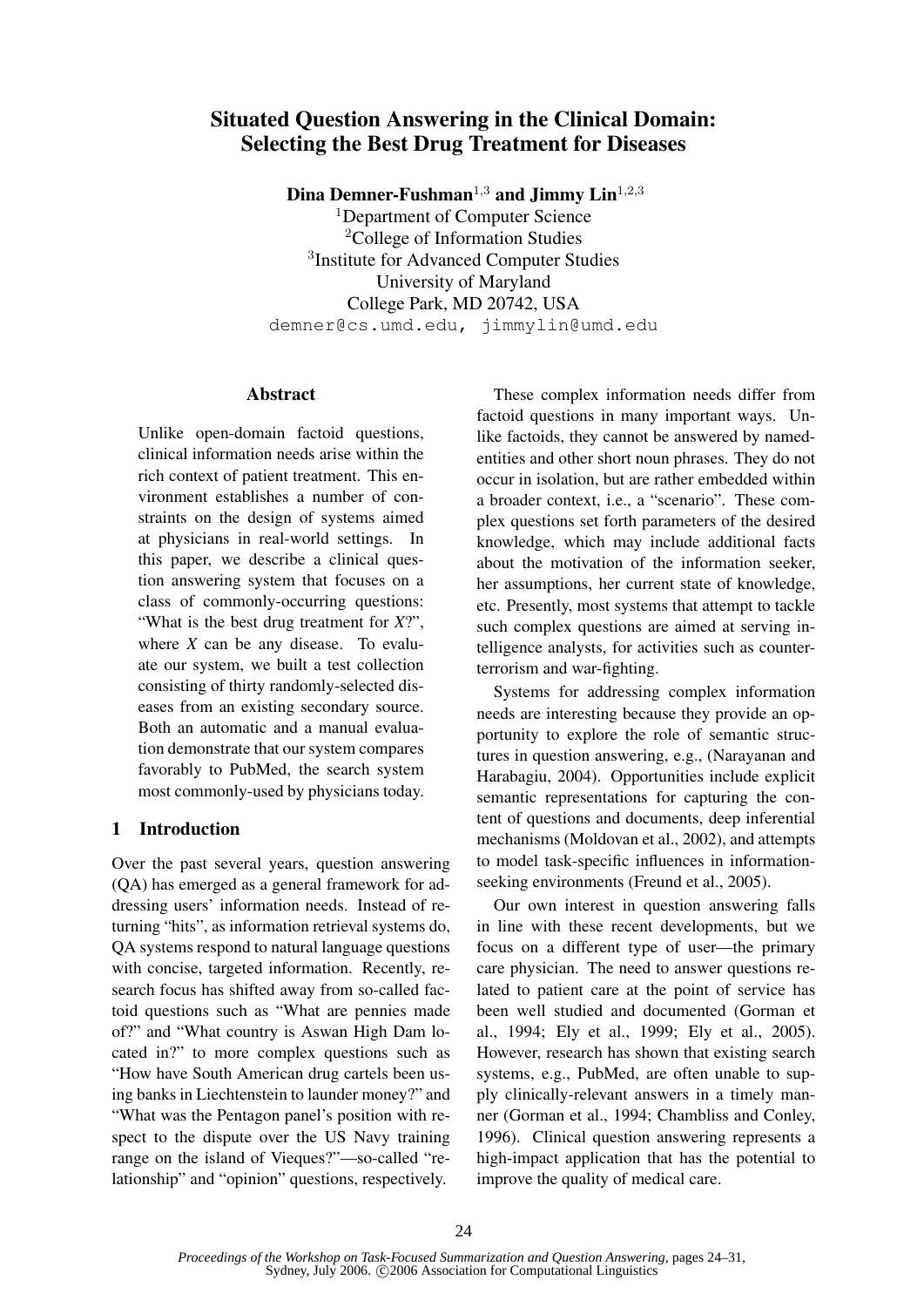# Situated Question Answering in the Clinical Domain: Selecting the Best Drug Treatment for Diseases

**Dina Demner-Fushman**[1,3] **and Jimmy Lin**[1,2,3]

[1]Department of Computer Science
[2]College of Information Studies
[3]Institute for Advanced Computer Studies
University of Maryland
College Park, MD 20742, USA
demner@cs.umd.edu, jimmylin@umd.edu

## Abstract

Unlike open-domain factoid questions, clinical information needs arise within the rich context of patient treatment. This environment establishes a number of constraints on the design of systems aimed at physicians in real-world settings. In this paper, we describe a clinical question answering system that focuses on a class of commonly-occurring questions: "What is the best drug treatment for *X*?", where *X* can be any disease. To evaluate our system, we built a test collection consisting of thirty randomly-selected diseases from an existing secondary source. Both an automatic and a manual evaluation demonstrate that our system compares favorably to PubMed, the search system most commonly-used by physicians today.

## 1 Introduction

Over the past several years, question answering (QA) has emerged as a general framework for addressing users' information needs. Instead of returning "hits", as information retrieval systems do, QA systems respond to natural language questions with concise, targeted information. Recently, research focus has shifted away from so-called factoid questions such as "What are pennies made of?" and "What country is Aswan High Dam located in?" to more complex questions such as "How have South American drug cartels been using banks in Liechtenstein to launder money?" and "What was the Pentagon panel's position with respect to the dispute over the US Navy training range on the island of Vieques?"—so-called "relationship" and "opinion" questions, respectively.

These complex information needs differ from factoid questions in many important ways. Unlike factoids, they cannot be answered by named-entities and other short noun phrases. They do not occur in isolation, but are rather embedded within a broader context, i.e., a "scenario". These complex questions set forth parameters of the desired knowledge, which may include additional facts about the motivation of the information seeker, her assumptions, her current state of knowledge, etc. Presently, most systems that attempt to tackle such complex questions are aimed at serving intelligence analysts, for activities such as counter-terrorism and war-fighting.

Systems for addressing complex information needs are interesting because they provide an opportunity to explore the role of semantic structures in question answering, e.g., (Narayanan and Harabagiu, 2004). Opportunities include explicit semantic representations for capturing the content of questions and documents, deep inferential mechanisms (Moldovan et al., 2002), and attempts to model task-specific influences in information-seeking environments (Freund et al., 2005).

Our own interest in question answering falls in line with these recent developments, but we focus on a different type of user—the primary care physician. The need to answer questions related to patient care at the point of service has been well studied and documented (Gorman et al., 1994; Ely et al., 1999; Ely et al., 2005). However, research has shown that existing search systems, e.g., PubMed, are often unable to supply clinically-relevant answers in a timely manner (Gorman et al., 1994; Chambliss and Conley, 1996). Clinical question answering represents a high-impact application that has the potential to improve the quality of medical care.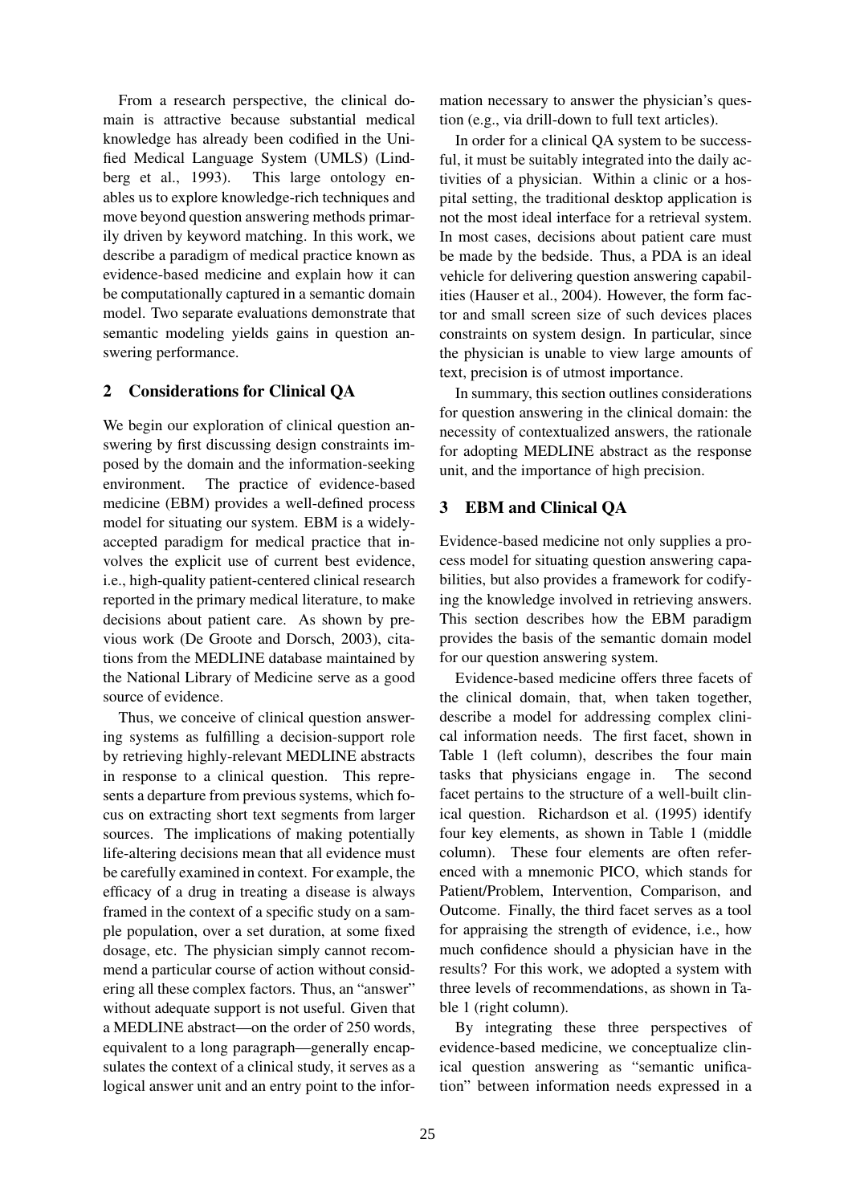From a research perspective, the clinical domain is attractive because substantial medical knowledge has already been codified in the Unified Medical Language System (UMLS) (Lindberg et al., 1993). This large ontology enables us to explore knowledge-rich techniques and move beyond question answering methods primarily driven by keyword matching. In this work, we describe a paradigm of medical practice known as evidence-based medicine and explain how it can be computationally captured in a semantic domain model. Two separate evaluations demonstrate that semantic modeling yields gains in question answering performance.

## 2 Considerations for Clinical QA

We begin our exploration of clinical question answering by first discussing design constraints imposed by the domain and the information-seeking environment. The practice of evidence-based medicine (EBM) provides a well-defined process model for situating our system. EBM is a widely-accepted paradigm for medical practice that involves the explicit use of current best evidence, i.e., high-quality patient-centered clinical research reported in the primary medical literature, to make decisions about patient care. As shown by previous work (De Groote and Dorsch, 2003), citations from the MEDLINE database maintained by the National Library of Medicine serve as a good source of evidence.

Thus, we conceive of clinical question answering systems as fulfilling a decision-support role by retrieving highly-relevant MEDLINE abstracts in response to a clinical question. This represents a departure from previous systems, which focus on extracting short text segments from larger sources. The implications of making potentially life-altering decisions mean that all evidence must be carefully examined in context. For example, the efficacy of a drug in treating a disease is always framed in the context of a specific study on a sample population, over a set duration, at some fixed dosage, etc. The physician simply cannot recommend a particular course of action without considering all these complex factors. Thus, an "answer" without adequate support is not useful. Given that a MEDLINE abstract—on the order of 250 words, equivalent to a long paragraph—generally encapsulates the context of a clinical study, it serves as a logical answer unit and an entry point to the information necessary to answer the physician's question (e.g., via drill-down to full text articles).

In order for a clinical QA system to be successful, it must be suitably integrated into the daily activities of a physician. Within a clinic or a hospital setting, the traditional desktop application is not the most ideal interface for a retrieval system. In most cases, decisions about patient care must be made by the bedside. Thus, a PDA is an ideal vehicle for delivering question answering capabilities (Hauser et al., 2004). However, the form factor and small screen size of such devices places constraints on system design. In particular, since the physician is unable to view large amounts of text, precision is of utmost importance.

In summary, this section outlines considerations for question answering in the clinical domain: the necessity of contextualized answers, the rationale for adopting MEDLINE abstract as the response unit, and the importance of high precision.

## 3 EBM and Clinical QA

Evidence-based medicine not only supplies a process model for situating question answering capabilities, but also provides a framework for codifying the knowledge involved in retrieving answers. This section describes how the EBM paradigm provides the basis of the semantic domain model for our question answering system.

Evidence-based medicine offers three facets of the clinical domain, that, when taken together, describe a model for addressing complex clinical information needs. The first facet, shown in Table 1 (left column), describes the four main tasks that physicians engage in. The second facet pertains to the structure of a well-built clinical question. Richardson et al. (1995) identify four key elements, as shown in Table 1 (middle column). These four elements are often referenced with a mnemonic PICO, which stands for Patient/Problem, Intervention, Comparison, and Outcome. Finally, the third facet serves as a tool for appraising the strength of evidence, i.e., how much confidence should a physician have in the results? For this work, we adopted a system with three levels of recommendations, as shown in Table 1 (right column).

By integrating these three perspectives of evidence-based medicine, we conceptualize clinical question answering as "semantic unification" between information needs expressed in a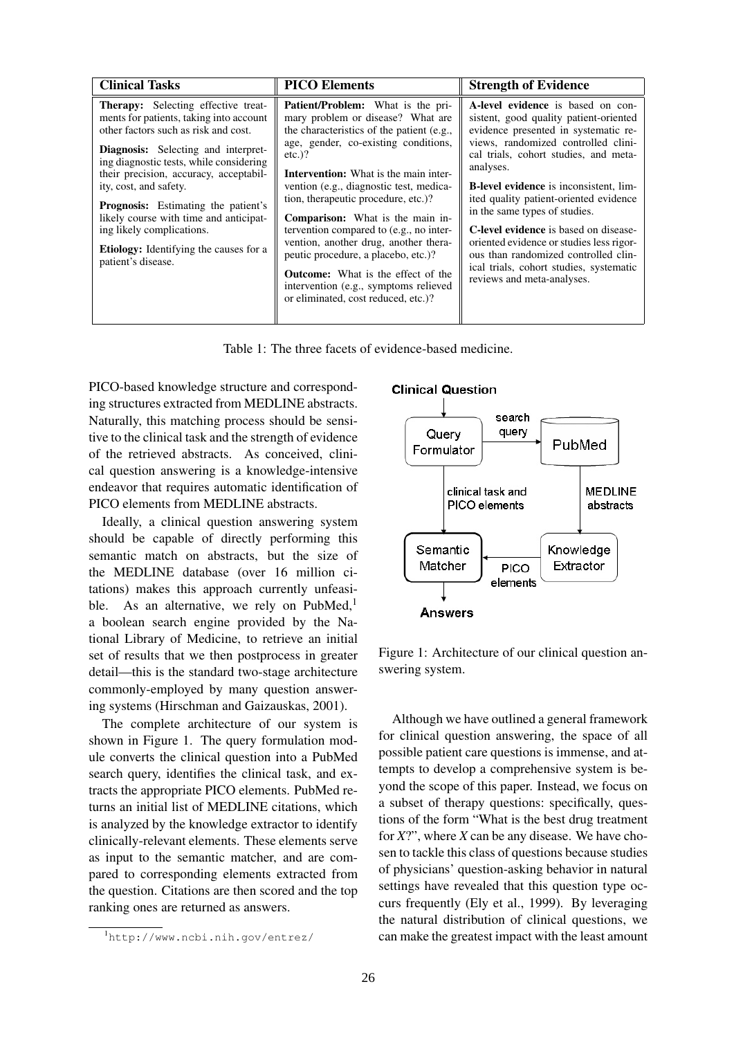| Clinical Tasks | PICO Elements | Strength of Evidence |
| --- | --- | --- |
| **Therapy:** Selecting effective treatments for patients, taking into account other factors such as risk and cost.<br><br>**Diagnosis:** Selecting and interpreting diagnostic tests, while considering their precision, accuracy, acceptability, cost, and safety.<br><br>**Prognosis:** Estimating the patient's likely course with time and anticipating likely complications.<br><br>**Etiology:** Identifying the causes for a patient's disease. | **Patient/Problem:** What is the primary problem or disease? What are the characteristics of the patient (e.g., age, gender, co-existing conditions, etc.)?<br><br>**Intervention:** What is the main intervention (e.g., diagnostic test, medication, therapeutic procedure, etc.)?<br><br>**Comparison:** What is the main intervention compared to (e.g., no intervention, another drug, another therapeutic procedure, a placebo, etc.)?<br><br>**Outcome:** What is the effect of the intervention (e.g., symptoms relieved or eliminated, cost reduced, etc.)? | **A-level evidence** is based on consistent, good quality patient-oriented evidence presented in systematic reviews, randomized controlled clinical trials, cohort studies, and meta-analyses.<br><br>**B-level evidence** is inconsistent, limited quality patient-oriented evidence in the same types of studies.<br><br>**C-level evidence** is based on disease-oriented evidence or studies less rigorous than randomized controlled clinical trials, cohort studies, systematic reviews and meta-analyses. |

Table 1: The three facets of evidence-based medicine.

PICO-based knowledge structure and corresponding structures extracted from MEDLINE abstracts. Naturally, this matching process should be sensitive to the clinical task and the strength of evidence of the retrieved abstracts. As conceived, clinical question answering is a knowledge-intensive endeavor that requires automatic identification of PICO elements from MEDLINE abstracts.

Ideally, a clinical question answering system should be capable of directly performing this semantic match on abstracts, but the size of the MEDLINE database (over 16 million citations) makes this approach currently unfeasible. As an alternative, we rely on PubMed,[1] a boolean search engine provided by the National Library of Medicine, to retrieve an initial set of results that we then postprocess in greater detail—this is the standard two-stage architecture commonly-employed by many question answering systems (Hirschman and Gaizauskas, 2001).

The complete architecture of our system is shown in Figure 1. The query formulation module converts the clinical question into a PubMed search query, identifies the clinical task, and extracts the appropriate PICO elements. PubMed returns an initial list of MEDLINE citations, which is analyzed by the knowledge extractor to identify clinically-relevant elements. These elements serve as input to the semantic matcher, and are compared to corresponding elements extracted from the question. Citations are then scored and the top ranking ones are returned as answers.

[1] http://www.ncbi.nih.gov/entrez/

Clinical Question → Query Formulator → (search query) → PubMed → (MEDLINE abstracts) → Knowledge Extractor → (PICO elements) → Semantic Matcher ← (clinical task and PICO elements) ← Query Formulator; Semantic Matcher → Answers

Figure 1: Architecture of our clinical question answering system.

Although we have outlined a general framework for clinical question answering, the space of all possible patient care questions is immense, and attempts to develop a comprehensive system is beyond the scope of this paper. Instead, we focus on a subset of therapy questions: specifically, questions of the form "What is the best drug treatment for *X*?", where *X* can be any disease. We have chosen to tackle this class of questions because studies of physicians' question-asking behavior in natural settings have revealed that this question type occurs frequently (Ely et al., 1999). By leveraging the natural distribution of clinical questions, we can make the greatest impact with the least amount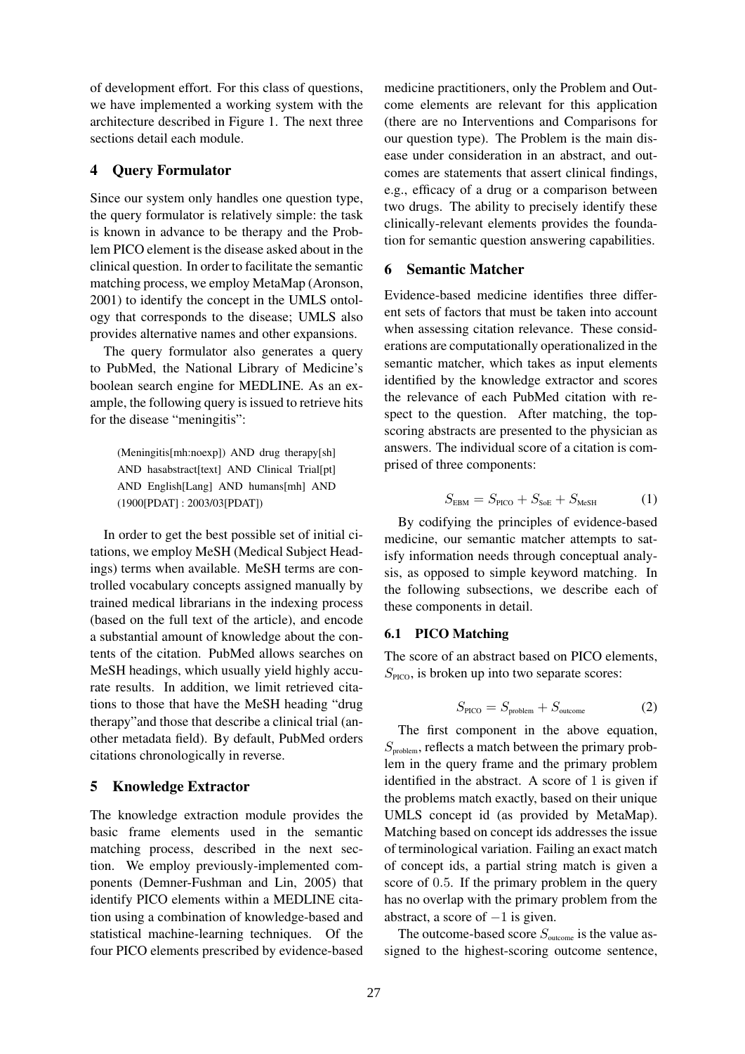of development effort. For this class of questions, we have implemented a working system with the architecture described in Figure 1. The next three sections detail each module.

## 4 Query Formulator

Since our system only handles one question type, the query formulator is relatively simple: the task is known in advance to be therapy and the Problem PICO element is the disease asked about in the clinical question. In order to facilitate the semantic matching process, we employ MetaMap (Aronson, 2001) to identify the concept in the UMLS ontology that corresponds to the disease; UMLS also provides alternative names and other expansions.

The query formulator also generates a query to PubMed, the National Library of Medicine's boolean search engine for MEDLINE. As an example, the following query is issued to retrieve hits for the disease "meningitis":

> (Meningitis[mh:noexp]) AND drug therapy[sh] AND hasabstract[text] AND Clinical Trial[pt] AND English[Lang] AND humans[mh] AND (1900[PDAT] : 2003/03[PDAT])

In order to get the best possible set of initial citations, we employ MeSH (Medical Subject Headings) terms when available. MeSH terms are controlled vocabulary concepts assigned manually by trained medical librarians in the indexing process (based on the full text of the article), and encode a substantial amount of knowledge about the contents of the citation. PubMed allows searches on MeSH headings, which usually yield highly accurate results. In addition, we limit retrieved citations to those that have the MeSH heading "drug therapy"and those that describe a clinical trial (another metadata field). By default, PubMed orders citations chronologically in reverse.

## 5 Knowledge Extractor

The knowledge extraction module provides the basic frame elements used in the semantic matching process, described in the next section. We employ previously-implemented components (Demner-Fushman and Lin, 2005) that identify PICO elements within a MEDLINE citation using a combination of knowledge-based and statistical machine-learning techniques. Of the four PICO elements prescribed by evidence-based medicine practitioners, only the Problem and Outcome elements are relevant for this application (there are no Interventions and Comparisons for our question type). The Problem is the main disease under consideration in an abstract, and outcomes are statements that assert clinical findings, e.g., efficacy of a drug or a comparison between two drugs. The ability to precisely identify these clinically-relevant elements provides the foundation for semantic question answering capabilities.

## 6 Semantic Matcher

Evidence-based medicine identifies three different sets of factors that must be taken into account when assessing citation relevance. These considerations are computationally operationalized in the semantic matcher, which takes as input elements identified by the knowledge extractor and scores the relevance of each PubMed citation with respect to the question. After matching, the top-scoring abstracts are presented to the physician as answers. The individual score of a citation is comprised of three components:

$$S_{\text{EBM}} = S_{\text{PICO}} + S_{\text{SoE}} + S_{\text{MeSH}} \quad (1)$$

By codifying the principles of evidence-based medicine, our semantic matcher attempts to satisfy information needs through conceptual analysis, as opposed to simple keyword matching. In the following subsections, we describe each of these components in detail.

### 6.1 PICO Matching

The score of an abstract based on PICO elements, $S_{\text{PICO}}$, is broken up into two separate scores:

$$S_{\text{PICO}} = S_{\text{problem}} + S_{\text{outcome}} \quad (2)$$

The first component in the above equation, $S_{\text{problem}}$, reflects a match between the primary problem in the query frame and the primary problem identified in the abstract. A score of 1 is given if the problems match exactly, based on their unique UMLS concept id (as provided by MetaMap). Matching based on concept ids addresses the issue of terminological variation. Failing an exact match of concept ids, a partial string match is given a score of 0.5. If the primary problem in the query has no overlap with the primary problem from the abstract, a score of $-1$ is given.

The outcome-based score $S_{\text{outcome}}$ is the value assigned to the highest-scoring outcome sentence,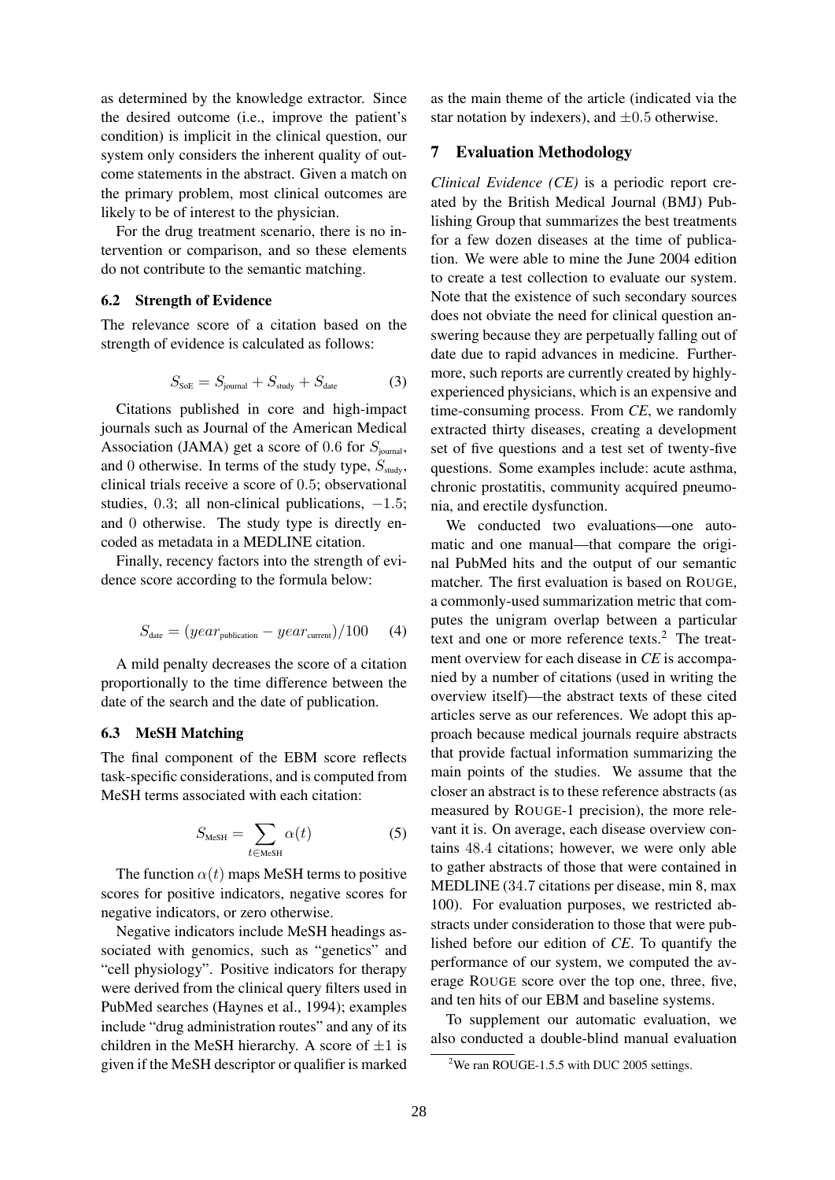as determined by the knowledge extractor. Since the desired outcome (i.e., improve the patient's condition) is implicit in the clinical question, our system only considers the inherent quality of outcome statements in the abstract. Given a match on the primary problem, most clinical outcomes are likely to be of interest to the physician.

For the drug treatment scenario, there is no intervention or comparison, and so these elements do not contribute to the semantic matching.

### 6.2 Strength of Evidence

The relevance score of a citation based on the strength of evidence is calculated as follows:

$$S_{\text{SoE}} = S_{\text{journal}} + S_{\text{study}} + S_{\text{date}} \quad (3)$$

Citations published in core and high-impact journals such as Journal of the American Medical Association (JAMA) get a score of 0.6 for $S_{\text{journal}}$, and 0 otherwise. In terms of the study type, $S_{\text{study}}$, clinical trials receive a score of 0.5; observational studies, 0.3; all non-clinical publications, $-1.5$; and 0 otherwise. The study type is directly encoded as metadata in a MEDLINE citation.

Finally, recency factors into the strength of evidence score according to the formula below:

$$S_{\text{date}} = (year_{\text{publication}} - year_{\text{current}})/100 \quad (4)$$

A mild penalty decreases the score of a citation proportionally to the time difference between the date of the search and the date of publication.

### 6.3 MeSH Matching

The final component of the EBM score reflects task-specific considerations, and is computed from MeSH terms associated with each citation:

$$S_{\text{MeSH}} = \sum_{t \in \text{MeSH}} \alpha(t) \quad (5)$$

The function $\alpha(t)$ maps MeSH terms to positive scores for positive indicators, negative scores for negative indicators, or zero otherwise.

Negative indicators include MeSH headings associated with genomics, such as "genetics" and "cell physiology". Positive indicators for therapy were derived from the clinical query filters used in PubMed searches (Haynes et al., 1994); examples include "drug administration routes" and any of its children in the MeSH hierarchy. A score of $\pm 1$ is given if the MeSH descriptor or qualifier is marked as the main theme of the article (indicated via the star notation by indexers), and $\pm 0.5$ otherwise.

## 7 Evaluation Methodology

*Clinical Evidence (CE)* is a periodic report created by the British Medical Journal (BMJ) Publishing Group that summarizes the best treatments for a few dozen diseases at the time of publication. We were able to mine the June 2004 edition to create a test collection to evaluate our system. Note that the existence of such secondary sources does not obviate the need for clinical question answering because they are perpetually falling out of date due to rapid advances in medicine. Furthermore, such reports are currently created by highly-experienced physicians, which is an expensive and time-consuming process. From *CE*, we randomly extracted thirty diseases, creating a development set of five questions and a test set of twenty-five questions. Some examples include: acute asthma, chronic prostatitis, community acquired pneumonia, and erectile dysfunction.

We conducted two evaluations—one automatic and one manual—that compare the original PubMed hits and the output of our semantic matcher. The first evaluation is based on ROUGE, a commonly-used summarization metric that computes the unigram overlap between a particular text and one or more reference texts.[2] The treatment overview for each disease in *CE* is accompanied by a number of citations (used in writing the overview itself)—the abstract texts of these cited articles serve as our references. We adopt this approach because medical journals require abstracts that provide factual information summarizing the main points of the studies. We assume that the closer an abstract is to these reference abstracts (as measured by ROUGE-1 precision), the more relevant it is. On average, each disease overview contains 48.4 citations; however, we were only able to gather abstracts of those that were contained in MEDLINE (34.7 citations per disease, min 8, max 100). For evaluation purposes, we restricted abstracts under consideration to those that were published before our edition of *CE*. To quantify the performance of our system, we computed the average ROUGE score over the top one, three, five, and ten hits of our EBM and baseline systems.

To supplement our automatic evaluation, we also conducted a double-blind manual evaluation

[2] We ran ROUGE-1.5.5 with DUC 2005 settings.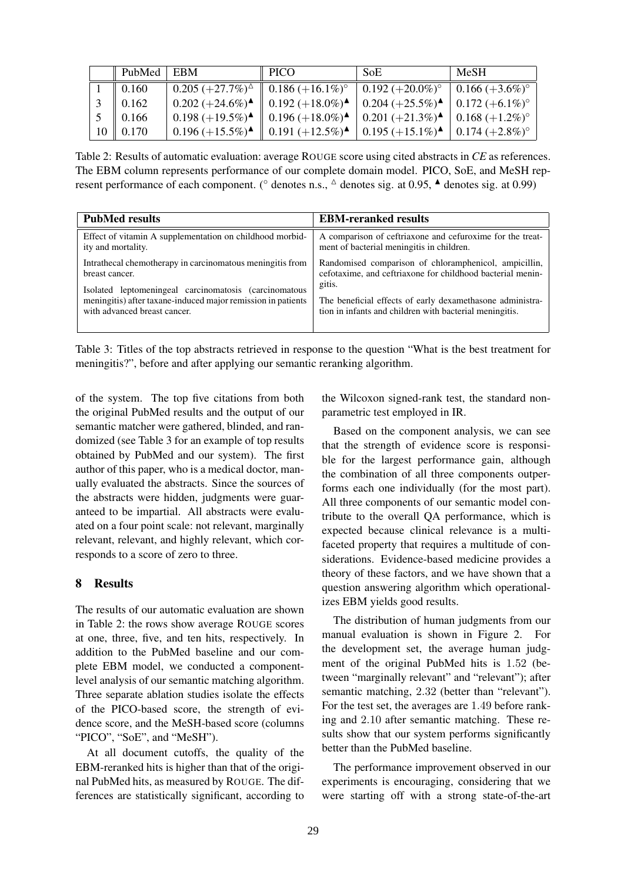|  | PubMed | EBM | PICO | SoE | MeSH |
|---|---|---|---|---|---|
| 1 | 0.160 | 0.205 (+27.7%)$^{\triangle}$ | 0.186 (+16.1%)$^{\circ}$ | 0.192 (+20.0%)$^{\circ}$ | 0.166 (+3.6%)$^{\circ}$ |
| 3 | 0.162 | 0.202 (+24.6%)$^{\blacktriangle}$ | 0.192 (+18.0%)$^{\blacktriangle}$ | 0.204 (+25.5%)$^{\blacktriangle}$ | 0.172 (+6.1%)$^{\circ}$ |
| 5 | 0.166 | 0.198 (+19.5%)$^{\blacktriangle}$ | 0.196 (+18.0%)$^{\blacktriangle}$ | 0.201 (+21.3%)$^{\blacktriangle}$ | 0.168 (+1.2%)$^{\circ}$ |
| 10 | 0.170 | 0.196 (+15.5%)$^{\blacktriangle}$ | 0.191 (+12.5%)$^{\blacktriangle}$ | 0.195 (+15.1%)$^{\blacktriangle}$ | 0.174 (+2.8%)$^{\circ}$ |

Table 2: Results of automatic evaluation: average ROUGE score using cited abstracts in *CE* as references. The EBM column represents performance of our complete domain model. PICO, SoE, and MeSH represent performance of each component. ($^{\circ}$ denotes n.s., $^{\triangle}$ denotes sig. at 0.95, $^{\blacktriangle}$ denotes sig. at 0.99)

| **PubMed results** | **EBM-reranked results** |
|---|---|
| Effect of vitamin A supplementation on childhood morbidity and mortality. | A comparison of ceftriaxone and cefuroxime for the treatment of bacterial meningitis in children. |
| Intrathecal chemotherapy in carcinomatous meningitis from breast cancer. | Randomised comparison of chloramphenicol, ampicillin, cefotaxime, and ceftriaxone for childhood bacterial meningitis. |
| Isolated leptomeningeal carcinomatosis (carcinomatous meningitis) after taxane-induced major remission in patients with advanced breast cancer. | The beneficial effects of early dexamethasone administration in infants and children with bacterial meningitis. |

Table 3: Titles of the top abstracts retrieved in response to the question "What is the best treatment for meningitis?", before and after applying our semantic reranking algorithm.

of the system. The top five citations from both the original PubMed results and the output of our semantic matcher were gathered, blinded, and randomized (see Table 3 for an example of top results obtained by PubMed and our system). The first author of this paper, who is a medical doctor, manually evaluated the abstracts. Since the sources of the abstracts were hidden, judgments were guaranteed to be impartial. All abstracts were evaluated on a four point scale: not relevant, marginally relevant, relevant, and highly relevant, which corresponds to a score of zero to three.

## 8 Results

The results of our automatic evaluation are shown in Table 2: the rows show average ROUGE scores at one, three, five, and ten hits, respectively. In addition to the PubMed baseline and our complete EBM model, we conducted a component-level analysis of our semantic matching algorithm. Three separate ablation studies isolate the effects of the PICO-based score, the strength of evidence score, and the MeSH-based score (columns "PICO", "SoE", and "MeSH").

At all document cutoffs, the quality of the EBM-reranked hits is higher than that of the original PubMed hits, as measured by ROUGE. The differences are statistically significant, according to the Wilcoxon signed-rank test, the standard non-parametric test employed in IR.

Based on the component analysis, we can see that the strength of evidence score is responsible for the largest performance gain, although the combination of all three components outperforms each one individually (for the most part). All three components of our semantic model contribute to the overall QA performance, which is expected because clinical relevance is a multi-faceted property that requires a multitude of considerations. Evidence-based medicine provides a theory of these factors, and we have shown that a question answering algorithm which operationalizes EBM yields good results.

The distribution of human judgments from our manual evaluation is shown in Figure 2. For the development set, the average human judgment of the original PubMed hits is 1.52 (between "marginally relevant" and "relevant"); after semantic matching, 2.32 (better than "relevant"). For the test set, the averages are 1.49 before ranking and 2.10 after semantic matching. These results show that our system performs significantly better than the PubMed baseline.

The performance improvement observed in our experiments is encouraging, considering that we were starting off with a strong state-of-the-art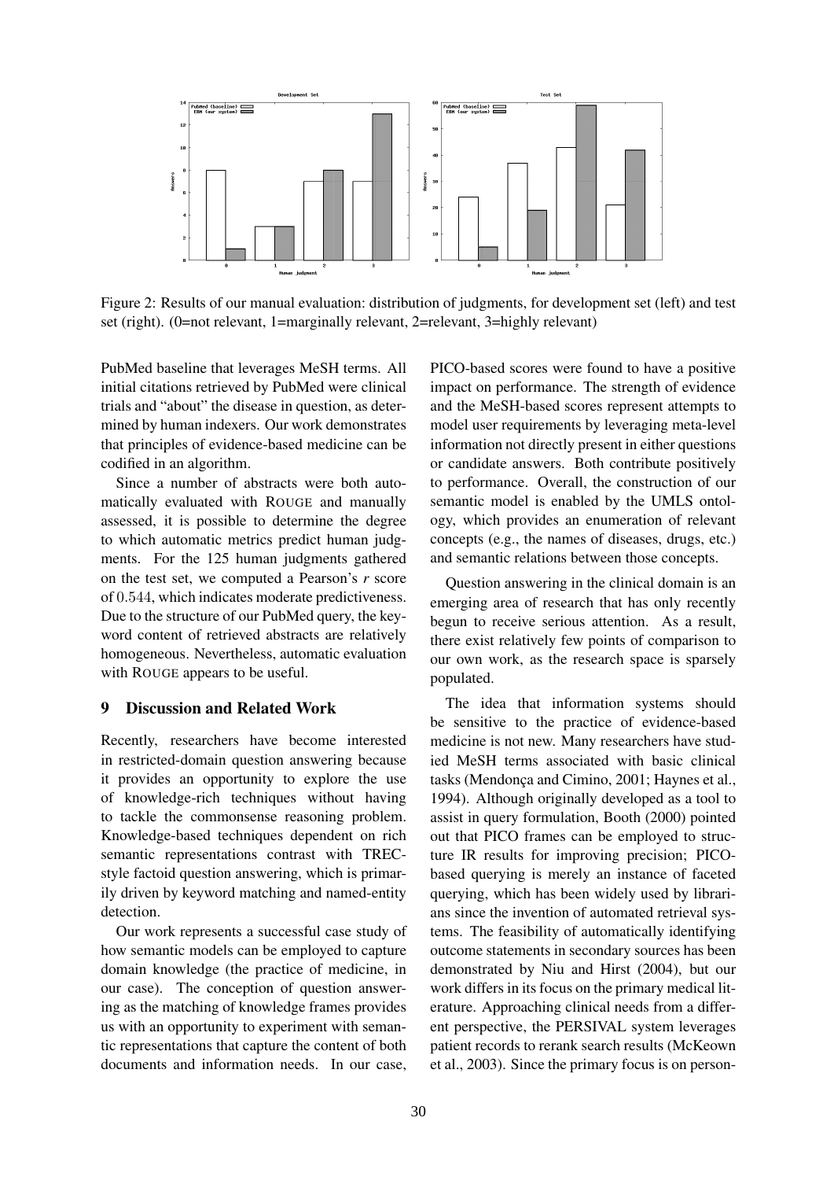Figure 2: Results of our manual evaluation: distribution of judgments, for development set (left) and test set (right). (0=not relevant, 1=marginally relevant, 2=relevant, 3=highly relevant)

PubMed baseline that leverages MeSH terms. All initial citations retrieved by PubMed were clinical trials and "about" the disease in question, as determined by human indexers. Our work demonstrates that principles of evidence-based medicine can be codified in an algorithm.

Since a number of abstracts were both automatically evaluated with ROUGE and manually assessed, it is possible to determine the degree to which automatic metrics predict human judgments. For the 125 human judgments gathered on the test set, we computed a Pearson's $r$ score of $0.544$, which indicates moderate predictiveness. Due to the structure of our PubMed query, the keyword content of retrieved abstracts are relatively homogeneous. Nevertheless, automatic evaluation with ROUGE appears to be useful.

## 9 Discussion and Related Work

Recently, researchers have become interested in restricted-domain question answering because it provides an opportunity to explore the use of knowledge-rich techniques without having to tackle the commonsense reasoning problem. Knowledge-based techniques dependent on rich semantic representations contrast with TREC-style factoid question answering, which is primarily driven by keyword matching and named-entity detection.

Our work represents a successful case study of how semantic models can be employed to capture domain knowledge (the practice of medicine, in our case). The conception of question answering as the matching of knowledge frames provides us with an opportunity to experiment with semantic representations that capture the content of both documents and information needs. In our case, PICO-based scores were found to have a positive impact on performance. The strength of evidence and the MeSH-based scores represent attempts to model user requirements by leveraging meta-level information not directly present in either questions or candidate answers. Both contribute positively to performance. Overall, the construction of our semantic model is enabled by the UMLS ontology, which provides an enumeration of relevant concepts (e.g., the names of diseases, drugs, etc.) and semantic relations between those concepts.

Question answering in the clinical domain is an emerging area of research that has only recently begun to receive serious attention. As a result, there exist relatively few points of comparison to our own work, as the research space is sparsely populated.

The idea that information systems should be sensitive to the practice of evidence-based medicine is not new. Many researchers have studied MeSH terms associated with basic clinical tasks (Mendonça and Cimino, 2001; Haynes et al., 1994). Although originally developed as a tool to assist in query formulation, Booth (2000) pointed out that PICO frames can be employed to structure IR results for improving precision; PICO-based querying is merely an instance of faceted querying, which has been widely used by librarians since the invention of automated retrieval systems. The feasibility of automatically identifying outcome statements in secondary sources has been demonstrated by Niu and Hirst (2004), but our work differs in its focus on the primary medical literature. Approaching clinical needs from a different perspective, the PERSIVAL system leverages patient records to rerank search results (McKeown et al., 2003). Since the primary focus is on person-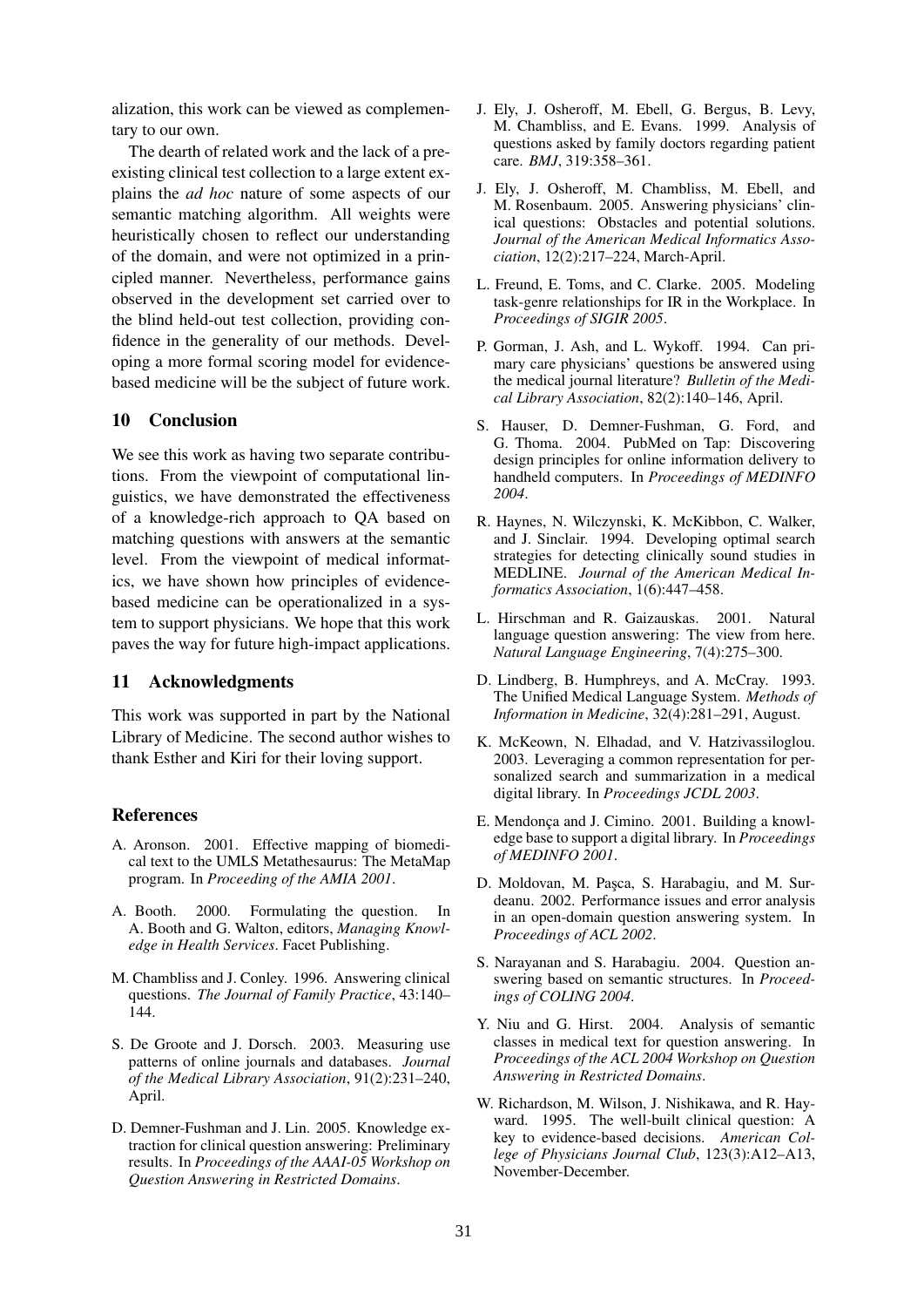alization, this work can be viewed as complementary to our own.

The dearth of related work and the lack of a preexisting clinical test collection to a large extent explains the *ad hoc* nature of some aspects of our semantic matching algorithm. All weights were heuristically chosen to reflect our understanding of the domain, and were not optimized in a principled manner. Nevertheless, performance gains observed in the development set carried over to the blind held-out test collection, providing confidence in the generality of our methods. Developing a more formal scoring model for evidence-based medicine will be the subject of future work.

## 10 Conclusion

We see this work as having two separate contributions. From the viewpoint of computational linguistics, we have demonstrated the effectiveness of a knowledge-rich approach to QA based on matching questions with answers at the semantic level. From the viewpoint of medical informatics, we have shown how principles of evidence-based medicine can be operationalized in a system to support physicians. We hope that this work paves the way for future high-impact applications.

## 11 Acknowledgments

This work was supported in part by the National Library of Medicine. The second author wishes to thank Esther and Kiri for their loving support.

## References

A. Aronson. 2001. Effective mapping of biomedical text to the UMLS Metathesaurus: The MetaMap program. In *Proceeding of the AMIA 2001*.

A. Booth. 2000. Formulating the question. In A. Booth and G. Walton, editors, *Managing Knowledge in Health Services*. Facet Publishing.

M. Chambliss and J. Conley. 1996. Answering clinical questions. *The Journal of Family Practice*, 43:140–144.

S. De Groote and J. Dorsch. 2003. Measuring use patterns of online journals and databases. *Journal of the Medical Library Association*, 91(2):231–240, April.

D. Demner-Fushman and J. Lin. 2005. Knowledge extraction for clinical question answering: Preliminary results. In *Proceedings of the AAAI-05 Workshop on Question Answering in Restricted Domains*.

J. Ely, J. Osheroff, M. Ebell, G. Bergus, B. Levy, M. Chambliss, and E. Evans. 1999. Analysis of questions asked by family doctors regarding patient care. *BMJ*, 319:358–361.

J. Ely, J. Osheroff, M. Chambliss, M. Ebell, and M. Rosenbaum. 2005. Answering physicians' clinical questions: Obstacles and potential solutions. *Journal of the American Medical Informatics Association*, 12(2):217–224, March-April.

L. Freund, E. Toms, and C. Clarke. 2005. Modeling task-genre relationships for IR in the Workplace. In *Proceedings of SIGIR 2005*.

P. Gorman, J. Ash, and L. Wykoff. 1994. Can primary care physicians' questions be answered using the medical journal literature? *Bulletin of the Medical Library Association*, 82(2):140–146, April.

S. Hauser, D. Demner-Fushman, G. Ford, and G. Thoma. 2004. PubMed on Tap: Discovering design principles for online information delivery to handheld computers. In *Proceedings of MEDINFO 2004*.

R. Haynes, N. Wilczynski, K. McKibbon, C. Walker, and J. Sinclair. 1994. Developing optimal search strategies for detecting clinically sound studies in MEDLINE. *Journal of the American Medical Informatics Association*, 1(6):447–458.

L. Hirschman and R. Gaizauskas. 2001. Natural language question answering: The view from here. *Natural Language Engineering*, 7(4):275–300.

D. Lindberg, B. Humphreys, and A. McCray. 1993. The Unified Medical Language System. *Methods of Information in Medicine*, 32(4):281–291, August.

K. McKeown, N. Elhadad, and V. Hatzivassiloglou. 2003. Leveraging a common representation for personalized search and summarization in a medical digital library. In *Proceedings JCDL 2003*.

E. Mendonça and J. Cimino. 2001. Building a knowledge base to support a digital library. In *Proceedings of MEDINFO 2001*.

D. Moldovan, M. Paşca, S. Harabagiu, and M. Surdeanu. 2002. Performance issues and error analysis in an open-domain question answering system. In *Proceedings of ACL 2002*.

S. Narayanan and S. Harabagiu. 2004. Question answering based on semantic structures. In *Proceedings of COLING 2004*.

Y. Niu and G. Hirst. 2004. Analysis of semantic classes in medical text for question answering. In *Proceedings of the ACL 2004 Workshop on Question Answering in Restricted Domains*.

W. Richardson, M. Wilson, J. Nishikawa, and R. Hayward. 1995. The well-built clinical question: A key to evidence-based decisions. *American College of Physicians Journal Club*, 123(3):A12–A13, November-December.